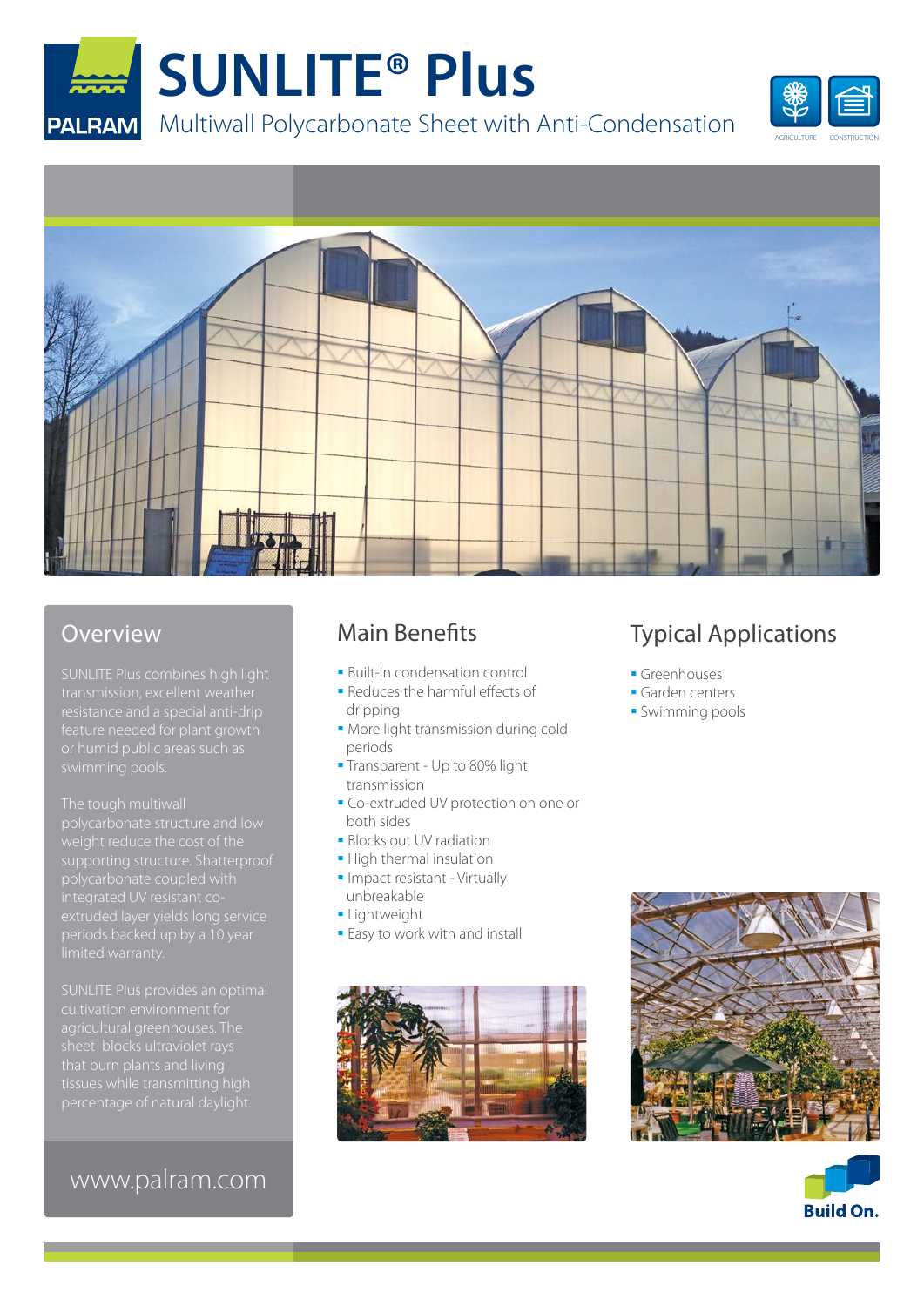PALRAM

# SUNLITE® Plus

Multiwall Polycarbonate Sheet with Anti-Condensation

AGRICULTURE CONSTRUCTION

## Overview

SUNLITE Plus combines high light transmission, excellent weather resistance and a special anti-drip feature needed for plant growth or humid public areas such as swimming pools.

The tough multiwall polycarbonate structure and low weight reduce the cost of the supporting structure. Shatterproof polycarbonate coupled with integrated UV resistant co-extruded layer yields long service periods backed up by a 10 year limited warranty.

SUNLITE Plus provides an optimal cultivation environment for agricultural greenhouses. The sheet blocks ultraviolet rays that burn plants and living tissues while transmitting high percentage of natural daylight.

www.palram.com

## Main Benefits

- Built-in condensation control
- Reduces the harmful effects of dripping
- More light transmission during cold periods
- Transparent - Up to 80% light transmission
- Co-extruded UV protection on one or both sides
- Blocks out UV radiation
- High thermal insulation
- Impact resistant - Virtually unbreakable
- Lightweight
- Easy to work with and install

## Typical Applications

- Greenhouses
- Garden centers
- Swimming pools

Build On.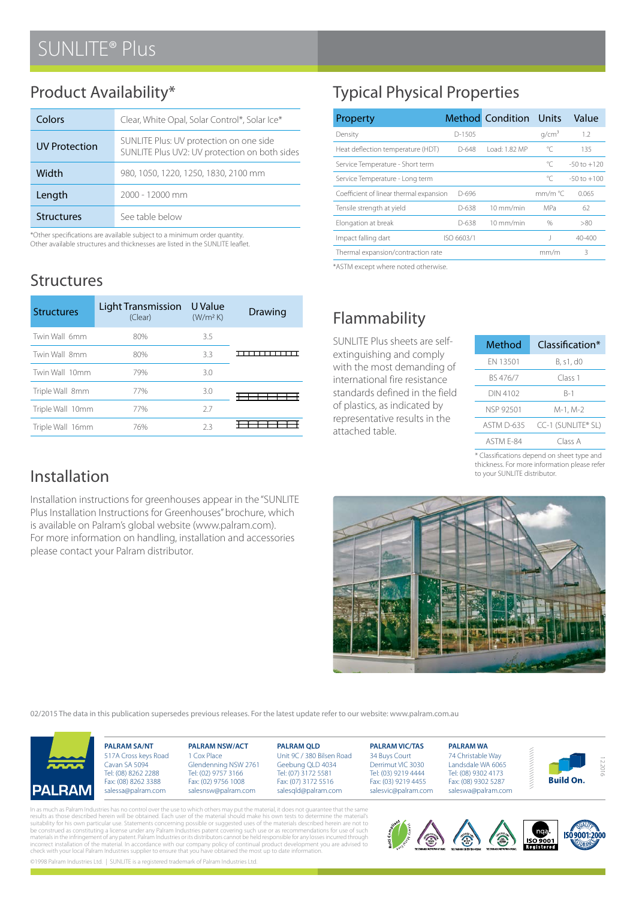# SUNLITE® Plus

## Product Availability*

| | |
|---|---|
| Colors | Clear, White Opal, Solar Control*, Solar Ice* |
| UV Protection | SUNLITE Plus: UV protection on one side<br>SUNLITE Plus UV2: UV protection on both sides |
| Width | 980, 1050, 1220, 1250, 1830, 2100 mm |
| Length | 2000 - 12000 mm |
| Structures | See table below |

*Other specifications are available subject to a minimum order quantity.
Other available structures and thicknesses are listed in the SUNLITE leaflet.

## Structures

| Structures | Light Transmission (Clear) | U Value (W/m² K) | Drawing |
|---|---|---|---|
| Twin Wall 6mm | 80% | 3.5 | |
| Twin Wall 8mm | 80% | 3.3 | |
| Twin Wall 10mm | 79% | 3.0 | |
| Triple Wall 8mm | 77% | 3.0 | |
| Triple Wall 10mm | 77% | 2.7 | |
| Triple Wall 16mm | 76% | 2.3 | |

## Installation

Installation instructions for greenhouses appear in the "SUNLITE Plus Installation Instructions for Greenhouses" brochure, which is available on Palram's global website (www.palram.com). For more information on handling, installation and accessories please contact your Palram distributor.

## Typical Physical Properties

| Property | Method | Condition | Units | Value |
|---|---|---|---|---|
| Density | D-1505 | | g/cm³ | 1.2 |
| Heat deflection temperature (HDT) | D-648 | Load: 1.82 MP | °C | 135 |
| Service Temperature - Short term | | | °C | -50 to +120 |
| Service Temperature - Long term | | | °C | -50 to +100 |
| Coefficient of linear thermal expansion | D-696 | | mm/m °C | 0.065 |
| Tensile strength at yield | D-638 | 10 mm/min | MPa | 62 |
| Elongation at break | D-638 | 10 mm/min | % | >80 |
| Impact falling dart | ISO 6603/1 | | J | 40-400 |
| Thermal expansion/contraction rate | | | mm/m | 3 |

*ASTM except where noted otherwise.

## Flammability

SUNLITE Plus sheets are self-extinguishing and comply with the most demanding of international fire resistance standards defined in the field of plastics, as indicated by representative results in the attached table.

| Method | Classification* |
|---|---|
| EN 13501 | B, s1, d0 |
| BS 476/7 | Class 1 |
| DIN 4102 | B-1 |
| NSP 92501 | M-1, M-2 |
| ASTM D-635 | CC-1 (SUNLITE® SL) |
| ASTM E-84 | Class A |

* Classifications depend on sheet type and thickness. For more information please refer to your SUNLITE distributor.

02/2015 The data in this publication supersedes previous releases. For the latest update refer to our website: www.palram.com.au

PALRAM

**PALRAM SA/NT**
517A Cross keys Road
Cavan SA 5094
Tel: (08) 8262 2288
Fax: (08) 8262 3388
salessa@palram.com

**PALRAM NSW/ACT**
1 Cox Place
Glendenning NSW 2761
Tel: (02) 9757 3166
Fax: (02) 9756 1008
salesnsw@palram.com

**PALRAM QLD**
Unit 9C / 380 Bilsen Road
Geebung QLD 4034
Tel: (07) 3172 5581
Fax: (07) 3172 5516
salesqld@palram.com

**PALRAM VIC/TAS**
34 Buys Court
Derrimut VIC 3030
Tel: (03) 9219 4444
Fax: (03) 9219 4455
salesvic@palram.com

**PALRAM WA**
74 Christable Way
Landsdale WA 6065
Tel: (08) 9302 4173
Fax: (08) 9302 5287
saleswa@palram.com

Build On.

12.2016

In as much as Palram Industries has no control over the use to which others may put the material, it does not guarantee that the same results as those described herein will be obtained. Each user of the material should make his own tests to determine the material's suitability for his own particular use. Statements concerning possible or suggested uses of the materials described herein are not to be construed as constituting a license under any Palram Industries patent covering such use or as recommendations for use of such materials in the infringement of any patent. Palram Industries or its distributors cannot be held responsible for any losses incurred through incorrect installation of the material. In accordance with our company policy of continual product development you are advised to check with your local Palram Industries supplier to ensure that you have obtained the most up to date information.

©1998 Palram Industries Ltd. | SUNLITE is a registered trademark of Palram Industries Ltd.